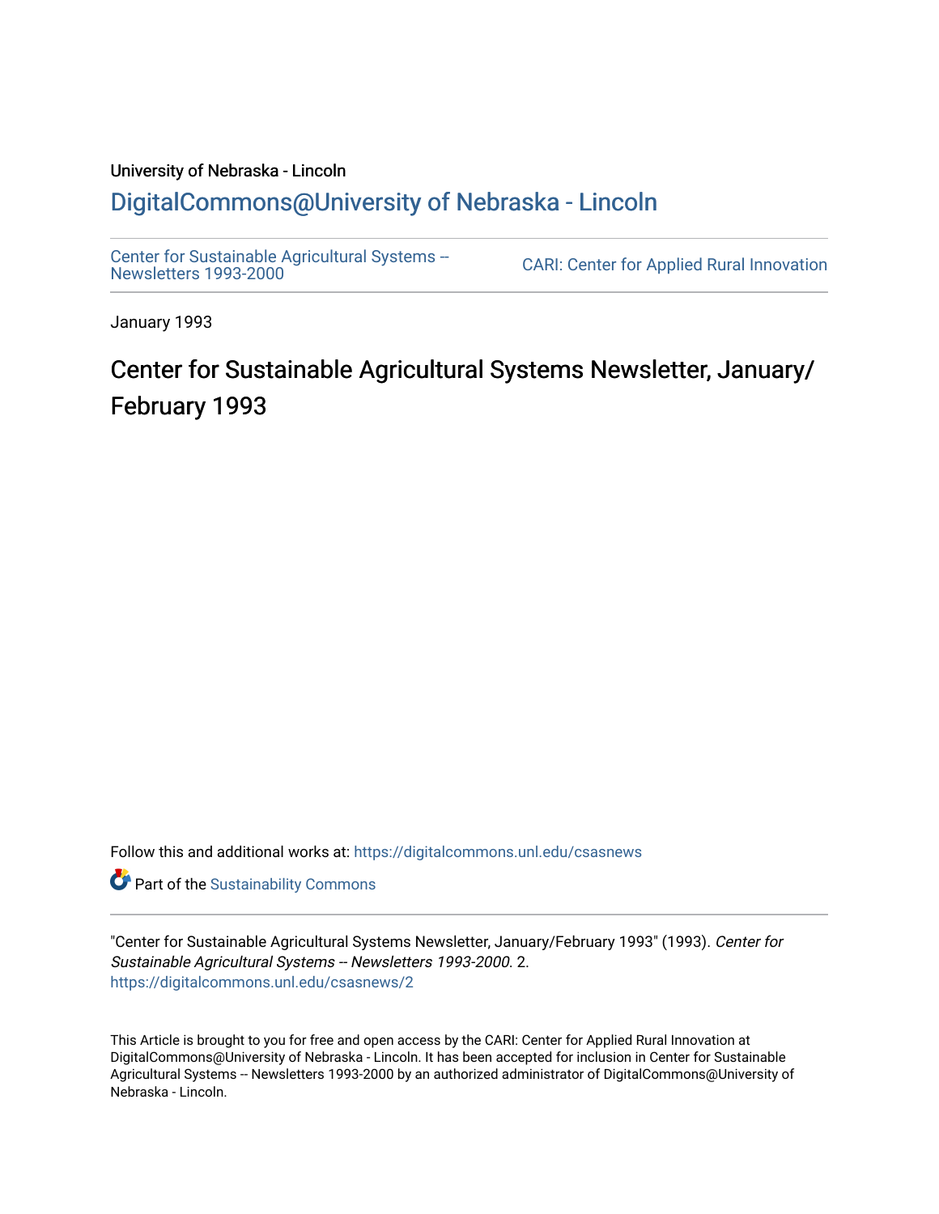University of Nebraska - Lincoln

# DigitalCommons@University of Nebraska - Lincoln

Center for Sustainable Agricultural Systems -- Newsletters 1993-2000

CARI: Center for Applied Rural Innovation

January 1993

## Center for Sustainable Agricultural Systems Newsletter, January/February 1993

Follow this and additional works at: https://digitalcommons.unl.edu/csasnews

Part of the Sustainability Commons

"Center for Sustainable Agricultural Systems Newsletter, January/February 1993" (1993). *Center for Sustainable Agricultural Systems -- Newsletters 1993-2000*. 2.
https://digitalcommons.unl.edu/csasnews/2

This Article is brought to you for free and open access by the CARI: Center for Applied Rural Innovation at DigitalCommons@University of Nebraska - Lincoln. It has been accepted for inclusion in Center for Sustainable Agricultural Systems -- Newsletters 1993-2000 by an authorized administrator of DigitalCommons@University of Nebraska - Lincoln.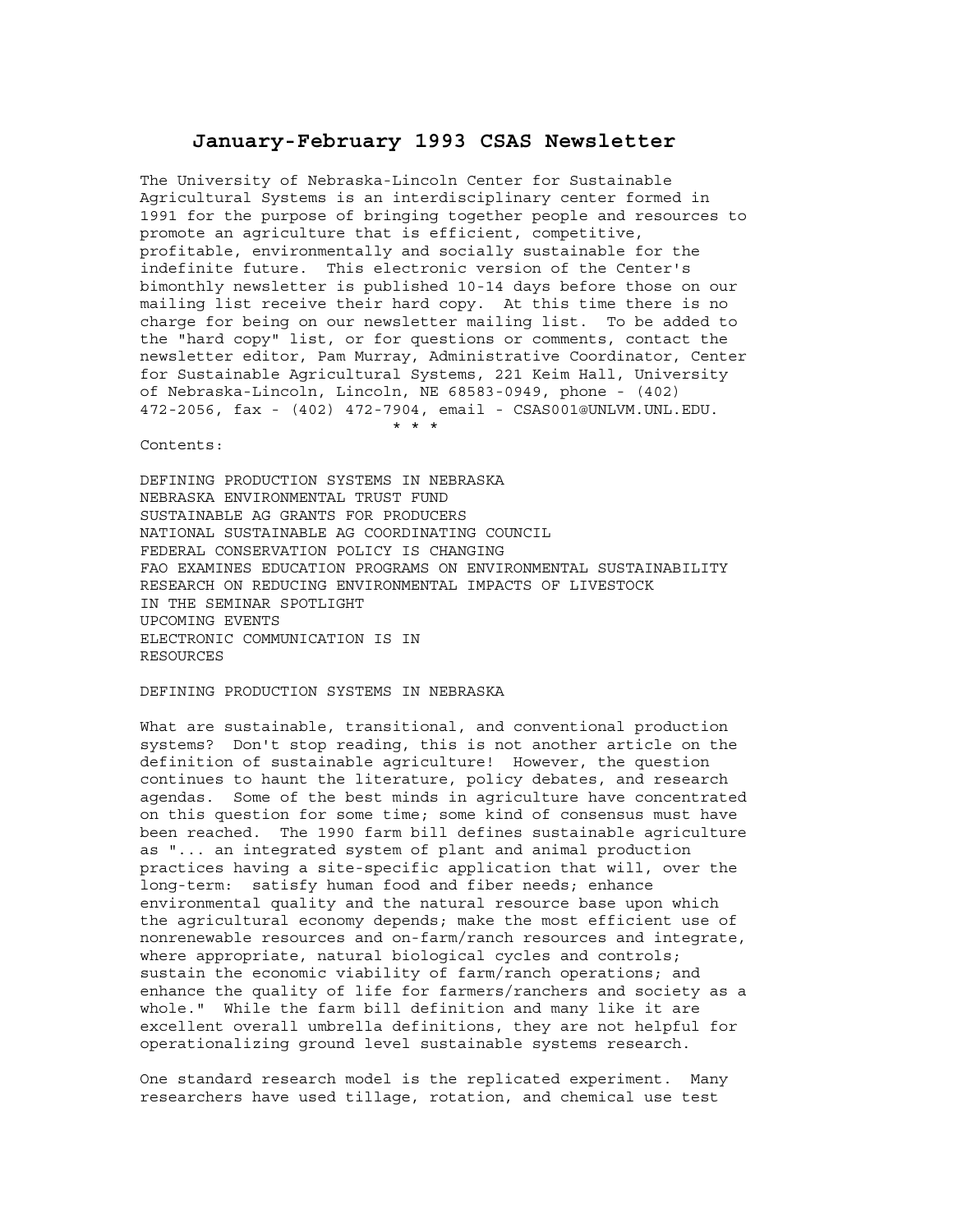# January-February 1993 CSAS Newsletter

The University of Nebraska-Lincoln Center for Sustainable Agricultural Systems is an interdisciplinary center formed in 1991 for the purpose of bringing together people and resources to promote an agriculture that is efficient, competitive, profitable, environmentally and socially sustainable for the indefinite future. This electronic version of the Center's bimonthly newsletter is published 10-14 days before those on our mailing list receive their hard copy. At this time there is no charge for being on our newsletter mailing list. To be added to the "hard copy" list, or for questions or comments, contact the newsletter editor, Pam Murray, Administrative Coordinator, Center for Sustainable Agricultural Systems, 221 Keim Hall, University of Nebraska-Lincoln, Lincoln, NE 68583-0949, phone - (402) 472-2056, fax - (402) 472-7904, email - CSAS001@UNLVM.UNL.EDU.

\* \* \*

Contents:

DEFINING PRODUCTION SYSTEMS IN NEBRASKA
NEBRASKA ENVIRONMENTAL TRUST FUND
SUSTAINABLE AG GRANTS FOR PRODUCERS
NATIONAL SUSTAINABLE AG COORDINATING COUNCIL
FEDERAL CONSERVATION POLICY IS CHANGING
FAO EXAMINES EDUCATION PROGRAMS ON ENVIRONMENTAL SUSTAINABILITY
RESEARCH ON REDUCING ENVIRONMENTAL IMPACTS OF LIVESTOCK
IN THE SEMINAR SPOTLIGHT
UPCOMING EVENTS
ELECTRONIC COMMUNICATION IS IN
RESOURCES

## DEFINING PRODUCTION SYSTEMS IN NEBRASKA

What are sustainable, transitional, and conventional production systems? Don't stop reading, this is not another article on the definition of sustainable agriculture! However, the question continues to haunt the literature, policy debates, and research agendas. Some of the best minds in agriculture have concentrated on this question for some time; some kind of consensus must have been reached. The 1990 farm bill defines sustainable agriculture as "... an integrated system of plant and animal production practices having a site-specific application that will, over the long-term: satisfy human food and fiber needs; enhance environmental quality and the natural resource base upon which the agricultural economy depends; make the most efficient use of nonrenewable resources and on-farm/ranch resources and integrate, where appropriate, natural biological cycles and controls; sustain the economic viability of farm/ranch operations; and enhance the quality of life for farmers/ranchers and society as a whole." While the farm bill definition and many like it are excellent overall umbrella definitions, they are not helpful for operationalizing ground level sustainable systems research.

One standard research model is the replicated experiment. Many researchers have used tillage, rotation, and chemical use test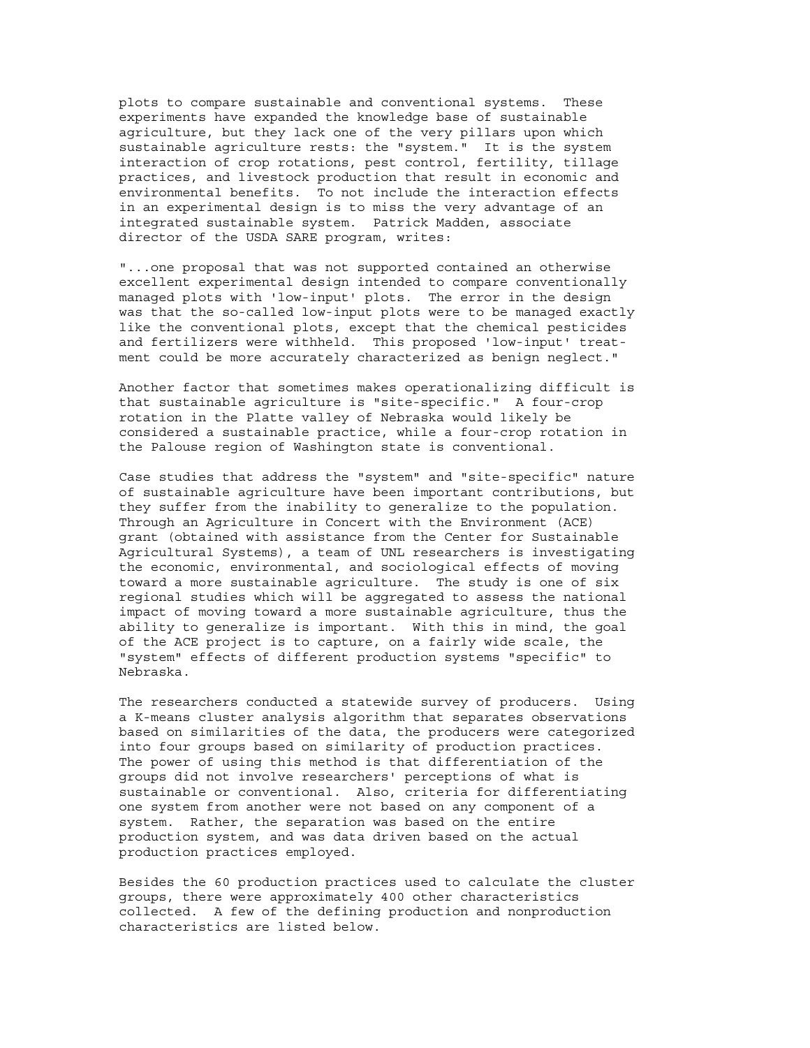plots to compare sustainable and conventional systems. These experiments have expanded the knowledge base of sustainable agriculture, but they lack one of the very pillars upon which sustainable agriculture rests: the "system." It is the system interaction of crop rotations, pest control, fertility, tillage practices, and livestock production that result in economic and environmental benefits. To not include the interaction effects in an experimental design is to miss the very advantage of an integrated sustainable system. Patrick Madden, associate director of the USDA SARE program, writes:

"...one proposal that was not supported contained an otherwise excellent experimental design intended to compare conventionally managed plots with 'low-input' plots. The error in the design was that the so-called low-input plots were to be managed exactly like the conventional plots, except that the chemical pesticides and fertilizers were withheld. This proposed 'low-input' treatment could be more accurately characterized as benign neglect."

Another factor that sometimes makes operationalizing difficult is that sustainable agriculture is "site-specific." A four-crop rotation in the Platte valley of Nebraska would likely be considered a sustainable practice, while a four-crop rotation in the Palouse region of Washington state is conventional.

Case studies that address the "system" and "site-specific" nature of sustainable agriculture have been important contributions, but they suffer from the inability to generalize to the population. Through an Agriculture in Concert with the Environment (ACE) grant (obtained with assistance from the Center for Sustainable Agricultural Systems), a team of UNL researchers is investigating the economic, environmental, and sociological effects of moving toward a more sustainable agriculture. The study is one of six regional studies which will be aggregated to assess the national impact of moving toward a more sustainable agriculture, thus the ability to generalize is important. With this in mind, the goal of the ACE project is to capture, on a fairly wide scale, the "system" effects of different production systems "specific" to Nebraska.

The researchers conducted a statewide survey of producers. Using a K-means cluster analysis algorithm that separates observations based on similarities of the data, the producers were categorized into four groups based on similarity of production practices. The power of using this method is that differentiation of the groups did not involve researchers' perceptions of what is sustainable or conventional. Also, criteria for differentiating one system from another were not based on any component of a system. Rather, the separation was based on the entire production system, and was data driven based on the actual production practices employed.

Besides the 60 production practices used to calculate the cluster groups, there were approximately 400 other characteristics collected. A few of the defining production and nonproduction characteristics are listed below.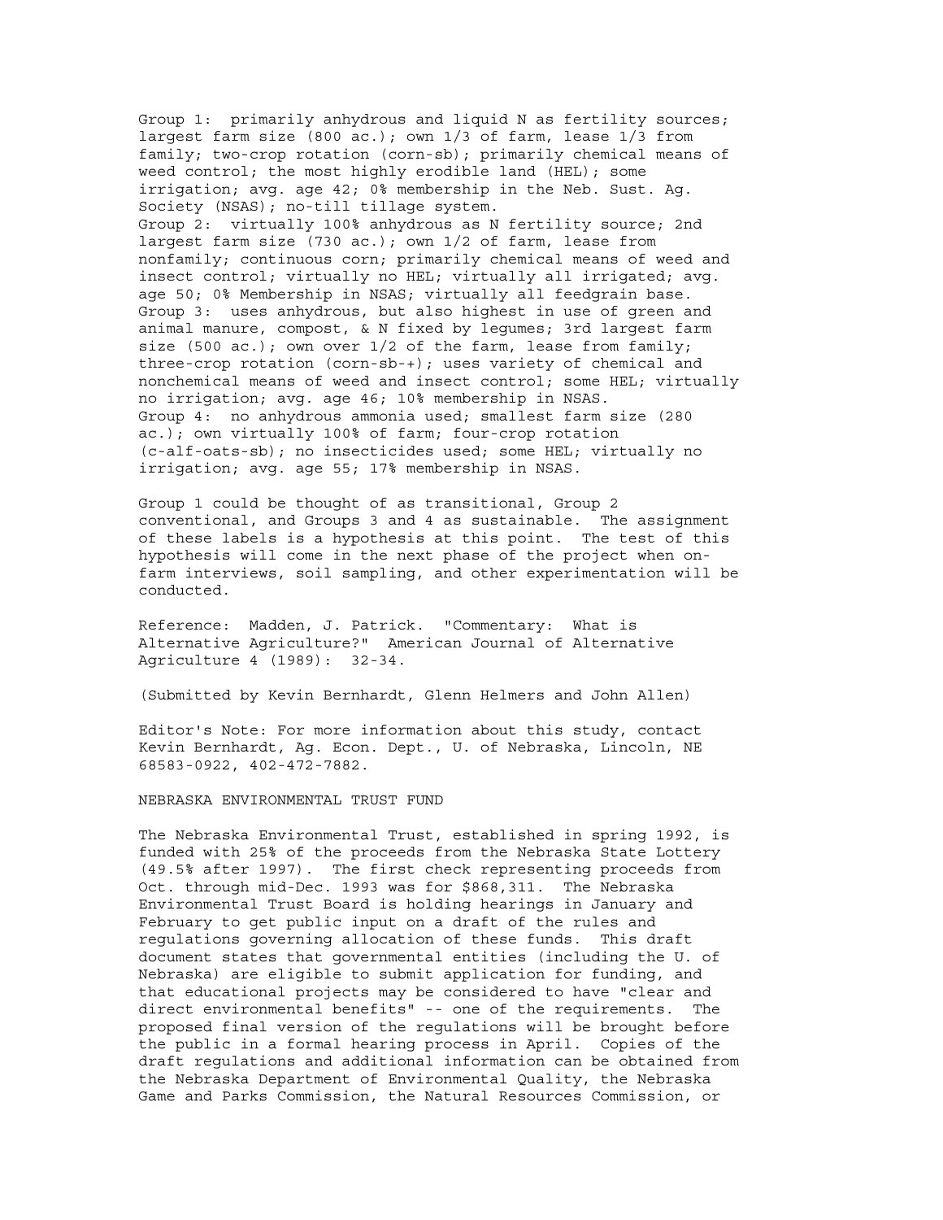Group 1: primarily anhydrous and liquid N as fertility sources; largest farm size (800 ac.); own 1/3 of farm, lease 1/3 from family; two-crop rotation (corn-sb); primarily chemical means of weed control; the most highly erodible land (HEL); some irrigation; avg. age 42; 0% membership in the Neb. Sust. Ag. Society (NSAS); no-till tillage system.

Group 2: virtually 100% anhydrous as N fertility source; 2nd largest farm size (730 ac.); own 1/2 of farm, lease from nonfamily; continuous corn; primarily chemical means of weed and insect control; virtually no HEL; virtually all irrigated; avg. age 50; 0% Membership in NSAS; virtually all feedgrain base.

Group 3: uses anhydrous, but also highest in use of green and animal manure, compost, & N fixed by legumes; 3rd largest farm size (500 ac.); own over 1/2 of the farm, lease from family; three-crop rotation (corn-sb-+); uses variety of chemical and nonchemical means of weed and insect control; some HEL; virtually no irrigation; avg. age 46; 10% membership in NSAS.

Group 4: no anhydrous ammonia used; smallest farm size (280 ac.); own virtually 100% of farm; four-crop rotation (c-alf-oats-sb); no insecticides used; some HEL; virtually no irrigation; avg. age 55; 17% membership in NSAS.

Group 1 could be thought of as transitional, Group 2 conventional, and Groups 3 and 4 as sustainable. The assignment of these labels is a hypothesis at this point. The test of this hypothesis will come in the next phase of the project when on-farm interviews, soil sampling, and other experimentation will be conducted.

Reference: Madden, J. Patrick. "Commentary: What is Alternative Agriculture?" American Journal of Alternative Agriculture 4 (1989): 32-34.

(Submitted by Kevin Bernhardt, Glenn Helmers and John Allen)

Editor's Note: For more information about this study, contact Kevin Bernhardt, Ag. Econ. Dept., U. of Nebraska, Lincoln, NE 68583-0922, 402-472-7882.

## NEBRASKA ENVIRONMENTAL TRUST FUND

The Nebraska Environmental Trust, established in spring 1992, is funded with 25% of the proceeds from the Nebraska State Lottery (49.5% after 1997). The first check representing proceeds from Oct. through mid-Dec. 1993 was for $868,311. The Nebraska Environmental Trust Board is holding hearings in January and February to get public input on a draft of the rules and regulations governing allocation of these funds. This draft document states that governmental entities (including the U. of Nebraska) are eligible to submit application for funding, and that educational projects may be considered to have "clear and direct environmental benefits" -- one of the requirements. The proposed final version of the regulations will be brought before the public in a formal hearing process in April. Copies of the draft regulations and additional information can be obtained from the Nebraska Department of Environmental Quality, the Nebraska Game and Parks Commission, the Natural Resources Commission, or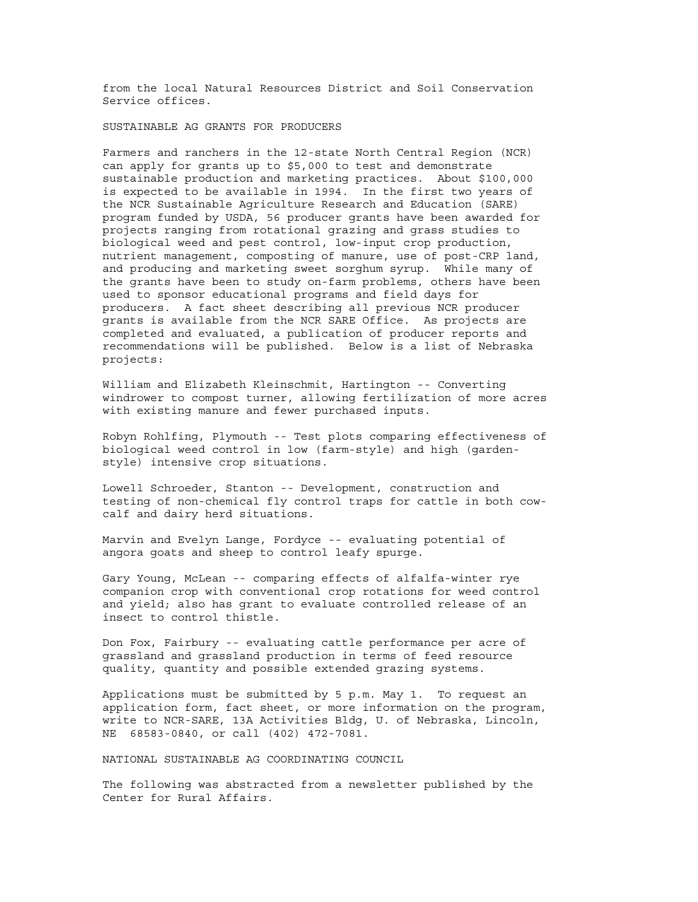from the local Natural Resources District and Soil Conservation Service offices.

## SUSTAINABLE AG GRANTS FOR PRODUCERS

Farmers and ranchers in the 12-state North Central Region (NCR) can apply for grants up to $5,000 to test and demonstrate sustainable production and marketing practices. About $100,000 is expected to be available in 1994. In the first two years of the NCR Sustainable Agriculture Research and Education (SARE) program funded by USDA, 56 producer grants have been awarded for projects ranging from rotational grazing and grass studies to biological weed and pest control, low-input crop production, nutrient management, composting of manure, use of post-CRP land, and producing and marketing sweet sorghum syrup. While many of the grants have been to study on-farm problems, others have been used to sponsor educational programs and field days for producers. A fact sheet describing all previous NCR producer grants is available from the NCR SARE Office. As projects are completed and evaluated, a publication of producer reports and recommendations will be published. Below is a list of Nebraska projects:

William and Elizabeth Kleinschmit, Hartington -- Converting windrower to compost turner, allowing fertilization of more acres with existing manure and fewer purchased inputs.

Robyn Rohlfing, Plymouth -- Test plots comparing effectiveness of biological weed control in low (farm-style) and high (garden-style) intensive crop situations.

Lowell Schroeder, Stanton -- Development, construction and testing of non-chemical fly control traps for cattle in both cow-calf and dairy herd situations.

Marvin and Evelyn Lange, Fordyce -- evaluating potential of angora goats and sheep to control leafy spurge.

Gary Young, McLean -- comparing effects of alfalfa-winter rye companion crop with conventional crop rotations for weed control and yield; also has grant to evaluate controlled release of an insect to control thistle.

Don Fox, Fairbury -- evaluating cattle performance per acre of grassland and grassland production in terms of feed resource quality, quantity and possible extended grazing systems.

Applications must be submitted by 5 p.m. May 1. To request an application form, fact sheet, or more information on the program, write to NCR-SARE, 13A Activities Bldg, U. of Nebraska, Lincoln, NE 68583-0840, or call (402) 472-7081.

## NATIONAL SUSTAINABLE AG COORDINATING COUNCIL

The following was abstracted from a newsletter published by the Center for Rural Affairs.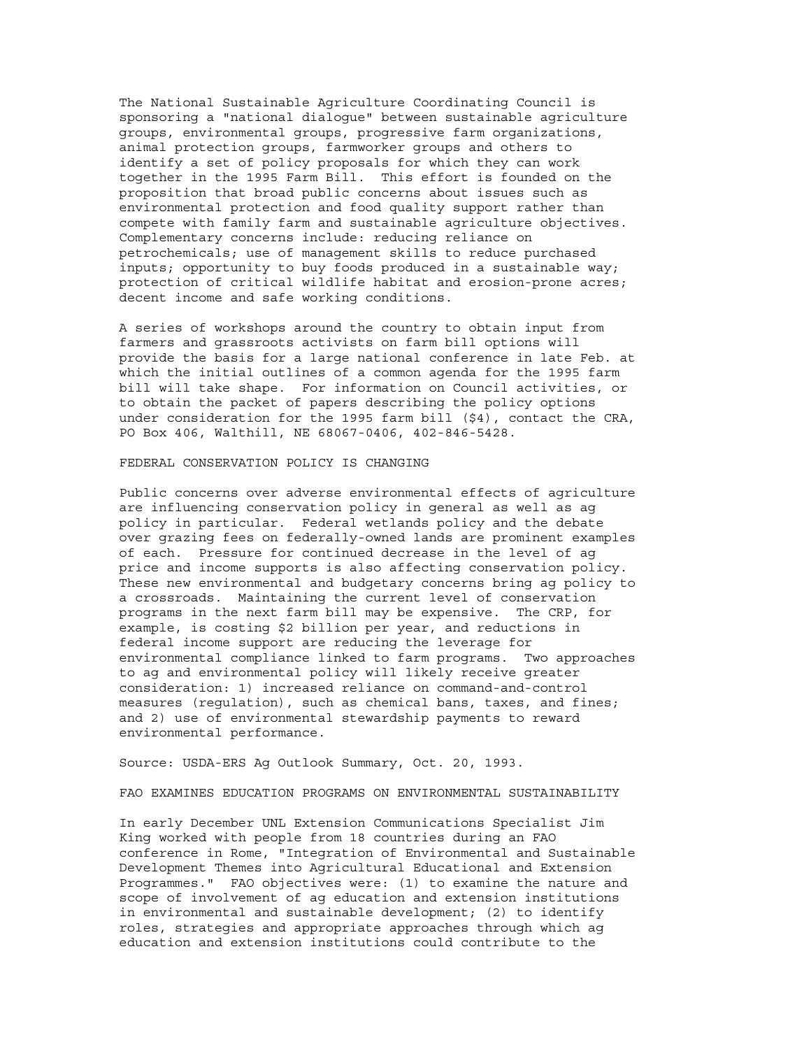The National Sustainable Agriculture Coordinating Council is sponsoring a "national dialogue" between sustainable agriculture groups, environmental groups, progressive farm organizations, animal protection groups, farmworker groups and others to identify a set of policy proposals for which they can work together in the 1995 Farm Bill. This effort is founded on the proposition that broad public concerns about issues such as environmental protection and food quality support rather than compete with family farm and sustainable agriculture objectives. Complementary concerns include: reducing reliance on petrochemicals; use of management skills to reduce purchased inputs; opportunity to buy foods produced in a sustainable way; protection of critical wildlife habitat and erosion-prone acres; decent income and safe working conditions.

A series of workshops around the country to obtain input from farmers and grassroots activists on farm bill options will provide the basis for a large national conference in late Feb. at which the initial outlines of a common agenda for the 1995 farm bill will take shape. For information on Council activities, or to obtain the packet of papers describing the policy options under consideration for the 1995 farm bill ($4), contact the CRA, PO Box 406, Walthill, NE 68067-0406, 402-846-5428.

## FEDERAL CONSERVATION POLICY IS CHANGING

Public concerns over adverse environmental effects of agriculture are influencing conservation policy in general as well as ag policy in particular. Federal wetlands policy and the debate over grazing fees on federally-owned lands are prominent examples of each. Pressure for continued decrease in the level of ag price and income supports is also affecting conservation policy. These new environmental and budgetary concerns bring ag policy to a crossroads. Maintaining the current level of conservation programs in the next farm bill may be expensive. The CRP, for example, is costing $2 billion per year, and reductions in federal income support are reducing the leverage for environmental compliance linked to farm programs. Two approaches to ag and environmental policy will likely receive greater consideration: 1) increased reliance on command-and-control measures (regulation), such as chemical bans, taxes, and fines; and 2) use of environmental stewardship payments to reward environmental performance.

Source: USDA-ERS Ag Outlook Summary, Oct. 20, 1993.

## FAO EXAMINES EDUCATION PROGRAMS ON ENVIRONMENTAL SUSTAINABILITY

In early December UNL Extension Communications Specialist Jim King worked with people from 18 countries during an FAO conference in Rome, "Integration of Environmental and Sustainable Development Themes into Agricultural Educational and Extension Programmes." FAO objectives were: (1) to examine the nature and scope of involvement of ag education and extension institutions in environmental and sustainable development; (2) to identify roles, strategies and appropriate approaches through which ag education and extension institutions could contribute to the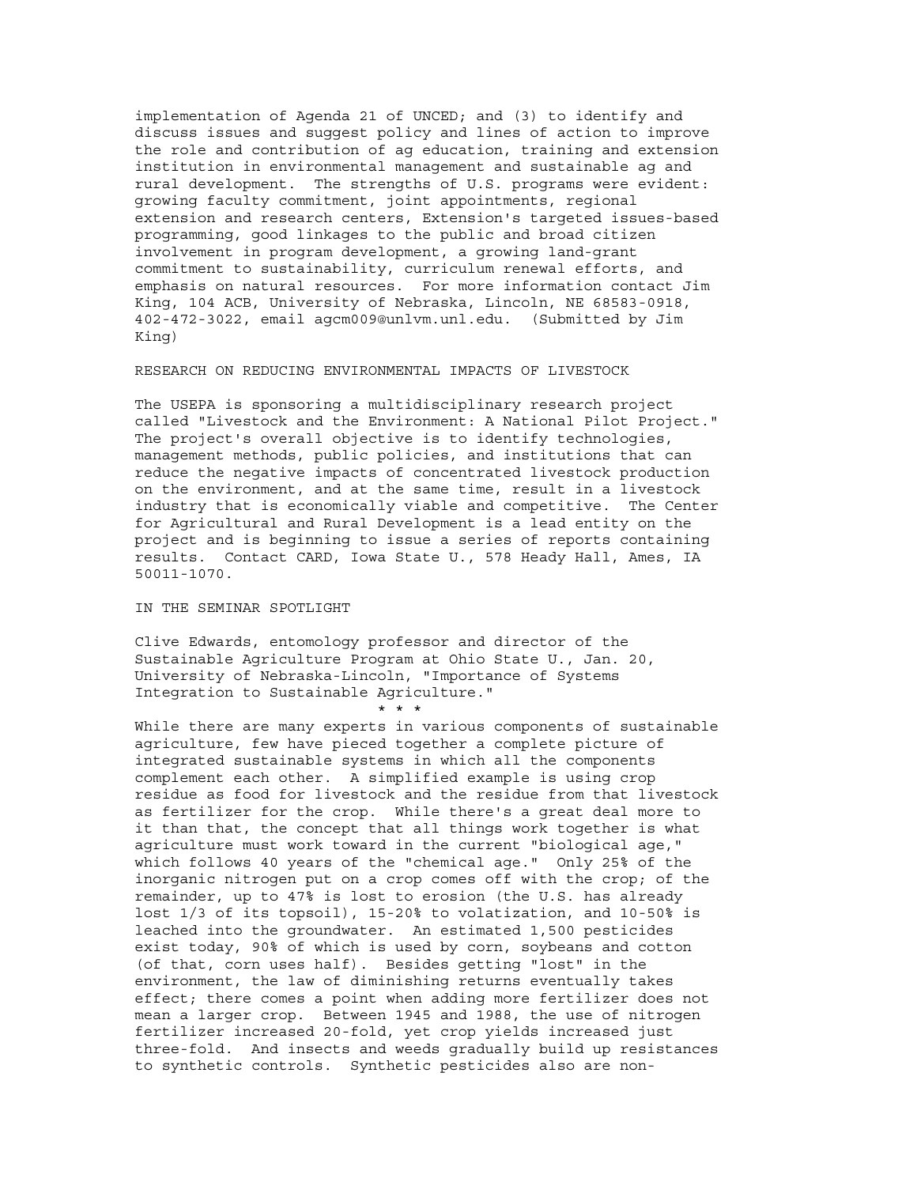implementation of Agenda 21 of UNCED; and (3) to identify and discuss issues and suggest policy and lines of action to improve the role and contribution of ag education, training and extension institution in environmental management and sustainable ag and rural development. The strengths of U.S. programs were evident: growing faculty commitment, joint appointments, regional extension and research centers, Extension's targeted issues-based programming, good linkages to the public and broad citizen involvement in program development, a growing land-grant commitment to sustainability, curriculum renewal efforts, and emphasis on natural resources. For more information contact Jim King, 104 ACB, University of Nebraska, Lincoln, NE 68583-0918, 402-472-3022, email agcm009@unlvm.unl.edu. (Submitted by Jim King)

## RESEARCH ON REDUCING ENVIRONMENTAL IMPACTS OF LIVESTOCK

The USEPA is sponsoring a multidisciplinary research project called "Livestock and the Environment: A National Pilot Project." The project's overall objective is to identify technologies, management methods, public policies, and institutions that can reduce the negative impacts of concentrated livestock production on the environment, and at the same time, result in a livestock industry that is economically viable and competitive. The Center for Agricultural and Rural Development is a lead entity on the project and is beginning to issue a series of reports containing results. Contact CARD, Iowa State U., 578 Heady Hall, Ames, IA 50011-1070.

## IN THE SEMINAR SPOTLIGHT

Clive Edwards, entomology professor and director of the Sustainable Agriculture Program at Ohio State U., Jan. 20, University of Nebraska-Lincoln, "Importance of Systems Integration to Sustainable Agriculture."

\* \* \*

While there are many experts in various components of sustainable agriculture, few have pieced together a complete picture of integrated sustainable systems in which all the components complement each other. A simplified example is using crop residue as food for livestock and the residue from that livestock as fertilizer for the crop. While there's a great deal more to it than that, the concept that all things work together is what agriculture must work toward in the current "biological age," which follows 40 years of the "chemical age." Only 25% of the inorganic nitrogen put on a crop comes off with the crop; of the remainder, up to 47% is lost to erosion (the U.S. has already lost 1/3 of its topsoil), 15-20% to volatization, and 10-50% is leached into the groundwater. An estimated 1,500 pesticides exist today, 90% of which is used by corn, soybeans and cotton (of that, corn uses half). Besides getting "lost" in the environment, the law of diminishing returns eventually takes effect; there comes a point when adding more fertilizer does not mean a larger crop. Between 1945 and 1988, the use of nitrogen fertilizer increased 20-fold, yet crop yields increased just three-fold. And insects and weeds gradually build up resistances to synthetic controls. Synthetic pesticides also are non-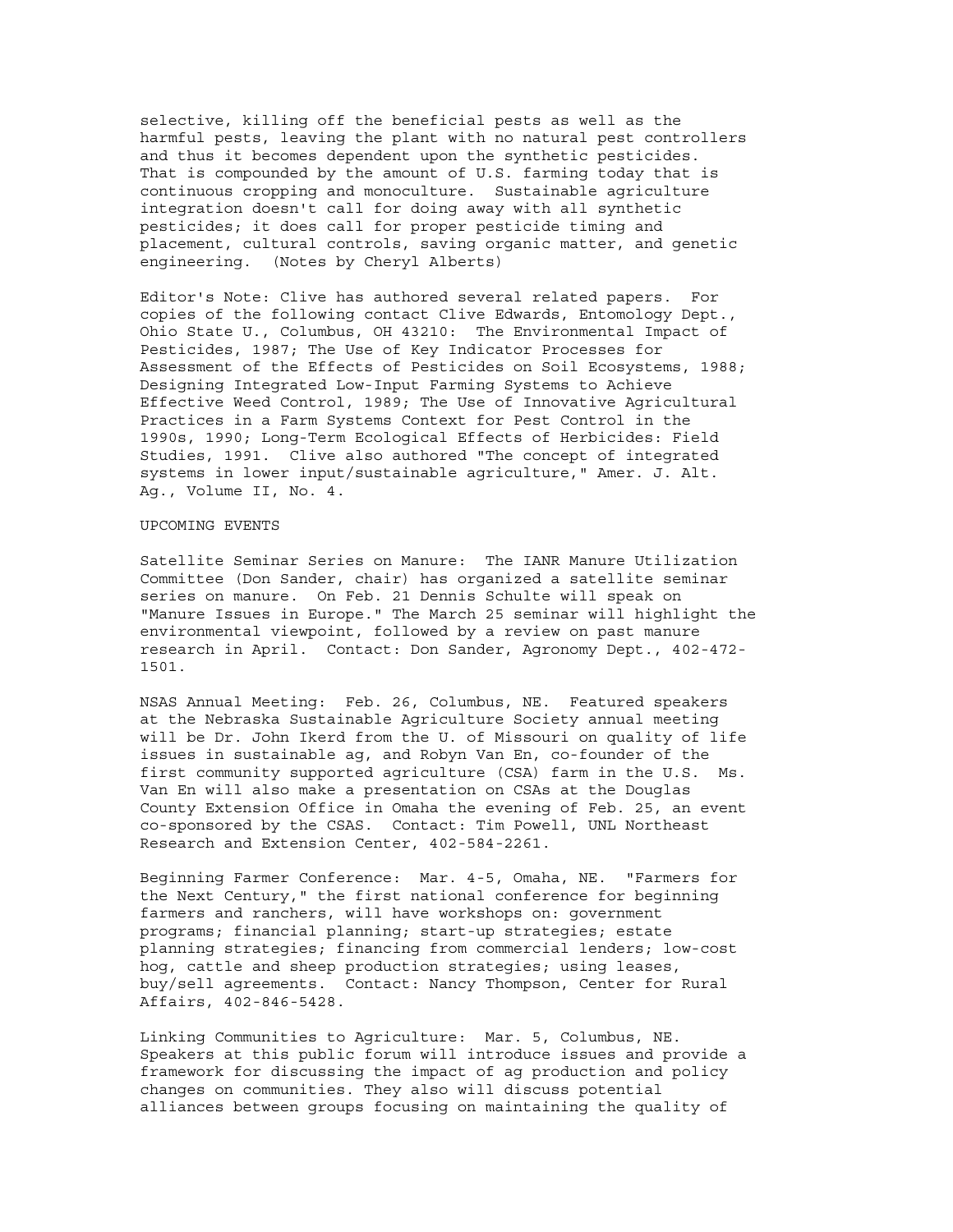selective, killing off the beneficial pests as well as the harmful pests, leaving the plant with no natural pest controllers and thus it becomes dependent upon the synthetic pesticides. That is compounded by the amount of U.S. farming today that is continuous cropping and monoculture. Sustainable agriculture integration doesn't call for doing away with all synthetic pesticides; it does call for proper pesticide timing and placement, cultural controls, saving organic matter, and genetic engineering. (Notes by Cheryl Alberts)

Editor's Note: Clive has authored several related papers. For copies of the following contact Clive Edwards, Entomology Dept., Ohio State U., Columbus, OH 43210: The Environmental Impact of Pesticides, 1987; The Use of Key Indicator Processes for Assessment of the Effects of Pesticides on Soil Ecosystems, 1988; Designing Integrated Low-Input Farming Systems to Achieve Effective Weed Control, 1989; The Use of Innovative Agricultural Practices in a Farm Systems Context for Pest Control in the 1990s, 1990; Long-Term Ecological Effects of Herbicides: Field Studies, 1991. Clive also authored "The concept of integrated systems in lower input/sustainable agriculture," Amer. J. Alt. Ag., Volume II, No. 4.

## UPCOMING EVENTS

Satellite Seminar Series on Manure: The IANR Manure Utilization Committee (Don Sander, chair) has organized a satellite seminar series on manure. On Feb. 21 Dennis Schulte will speak on "Manure Issues in Europe." The March 25 seminar will highlight the environmental viewpoint, followed by a review on past manure research in April. Contact: Don Sander, Agronomy Dept., 402-472-1501.

NSAS Annual Meeting: Feb. 26, Columbus, NE. Featured speakers at the Nebraska Sustainable Agriculture Society annual meeting will be Dr. John Ikerd from the U. of Missouri on quality of life issues in sustainable ag, and Robyn Van En, co-founder of the first community supported agriculture (CSA) farm in the U.S. Ms. Van En will also make a presentation on CSAs at the Douglas County Extension Office in Omaha the evening of Feb. 25, an event co-sponsored by the CSAS. Contact: Tim Powell, UNL Northeast Research and Extension Center, 402-584-2261.

Beginning Farmer Conference: Mar. 4-5, Omaha, NE. "Farmers for the Next Century," the first national conference for beginning farmers and ranchers, will have workshops on: government programs; financial planning; start-up strategies; estate planning strategies; financing from commercial lenders; low-cost hog, cattle and sheep production strategies; using leases, buy/sell agreements. Contact: Nancy Thompson, Center for Rural Affairs, 402-846-5428.

Linking Communities to Agriculture: Mar. 5, Columbus, NE. Speakers at this public forum will introduce issues and provide a framework for discussing the impact of ag production and policy changes on communities. They also will discuss potential alliances between groups focusing on maintaining the quality of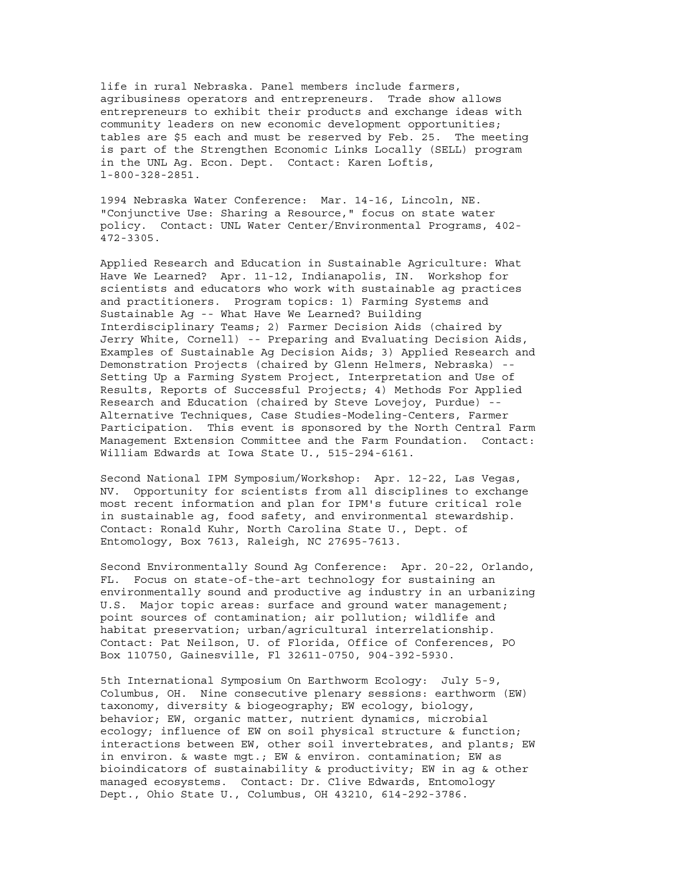life in rural Nebraska. Panel members include farmers, agribusiness operators and entrepreneurs. Trade show allows entrepreneurs to exhibit their products and exchange ideas with community leaders on new economic development opportunities; tables are $5 each and must be reserved by Feb. 25. The meeting is part of the Strengthen Economic Links Locally (SELL) program in the UNL Ag. Econ. Dept. Contact: Karen Loftis, 1-800-328-2851.

1994 Nebraska Water Conference: Mar. 14-16, Lincoln, NE. "Conjunctive Use: Sharing a Resource," focus on state water policy. Contact: UNL Water Center/Environmental Programs, 402-472-3305.

Applied Research and Education in Sustainable Agriculture: What Have We Learned? Apr. 11-12, Indianapolis, IN. Workshop for scientists and educators who work with sustainable ag practices and practitioners. Program topics: 1) Farming Systems and Sustainable Ag -- What Have We Learned? Building Interdisciplinary Teams; 2) Farmer Decision Aids (chaired by Jerry White, Cornell) -- Preparing and Evaluating Decision Aids, Examples of Sustainable Ag Decision Aids; 3) Applied Research and Demonstration Projects (chaired by Glenn Helmers, Nebraska) -- Setting Up a Farming System Project, Interpretation and Use of Results, Reports of Successful Projects; 4) Methods For Applied Research and Education (chaired by Steve Lovejoy, Purdue) -- Alternative Techniques, Case Studies-Modeling-Centers, Farmer Participation. This event is sponsored by the North Central Farm Management Extension Committee and the Farm Foundation. Contact: William Edwards at Iowa State U., 515-294-6161.

Second National IPM Symposium/Workshop: Apr. 12-22, Las Vegas, NV. Opportunity for scientists from all disciplines to exchange most recent information and plan for IPM's future critical role in sustainable ag, food safety, and environmental stewardship. Contact: Ronald Kuhr, North Carolina State U., Dept. of Entomology, Box 7613, Raleigh, NC 27695-7613.

Second Environmentally Sound Ag Conference: Apr. 20-22, Orlando, FL. Focus on state-of-the-art technology for sustaining an environmentally sound and productive ag industry in an urbanizing U.S. Major topic areas: surface and ground water management; point sources of contamination; air pollution; wildlife and habitat preservation; urban/agricultural interrelationship. Contact: Pat Neilson, U. of Florida, Office of Conferences, PO Box 110750, Gainesville, Fl 32611-0750, 904-392-5930.

5th International Symposium On Earthworm Ecology: July 5-9, Columbus, OH. Nine consecutive plenary sessions: earthworm (EW) taxonomy, diversity & biogeography; EW ecology, biology, behavior; EW, organic matter, nutrient dynamics, microbial ecology; influence of EW on soil physical structure & function; interactions between EW, other soil invertebrates, and plants; EW in environ. & waste mgt.; EW & environ. contamination; EW as bioindicators of sustainability & productivity; EW in ag & other managed ecosystems. Contact: Dr. Clive Edwards, Entomology Dept., Ohio State U., Columbus, OH 43210, 614-292-3786.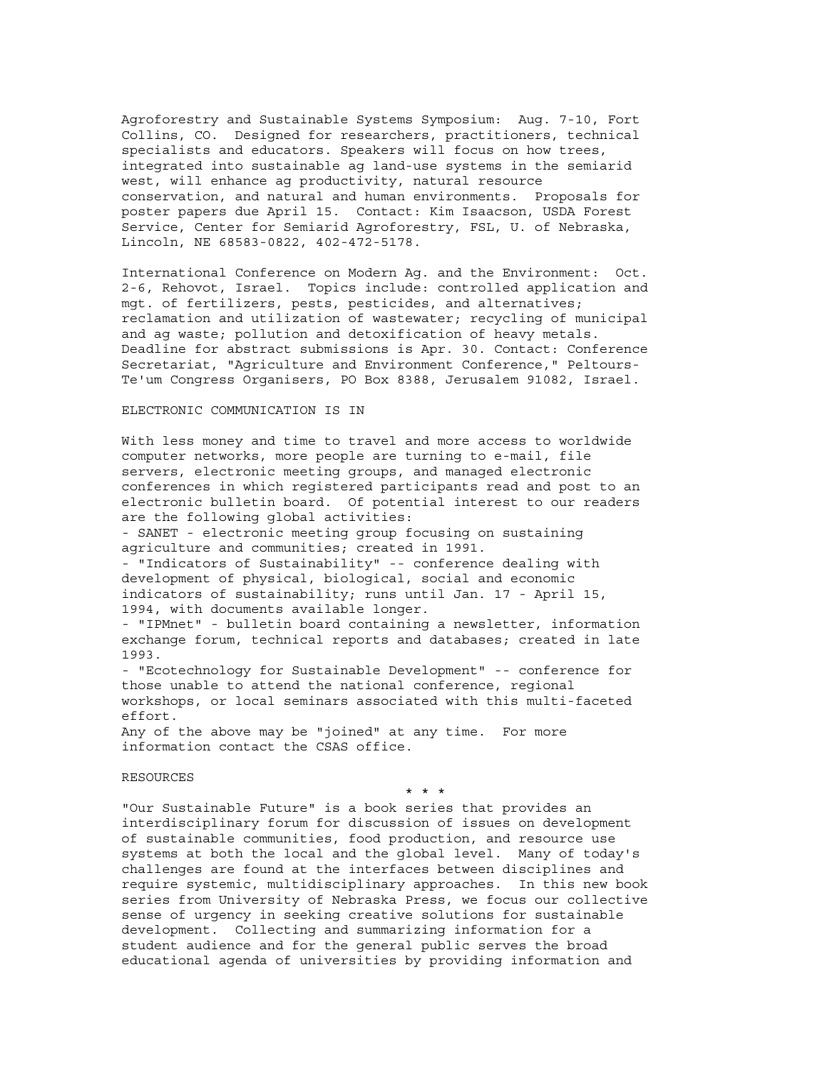Agroforestry and Sustainable Systems Symposium: Aug. 7-10, Fort Collins, CO. Designed for researchers, practitioners, technical specialists and educators. Speakers will focus on how trees, integrated into sustainable ag land-use systems in the semiarid west, will enhance ag productivity, natural resource conservation, and natural and human environments. Proposals for poster papers due April 15. Contact: Kim Isaacson, USDA Forest Service, Center for Semiarid Agroforestry, FSL, U. of Nebraska, Lincoln, NE 68583-0822, 402-472-5178.

International Conference on Modern Ag. and the Environment: Oct. 2-6, Rehovot, Israel. Topics include: controlled application and mgt. of fertilizers, pests, pesticides, and alternatives; reclamation and utilization of wastewater; recycling of municipal and ag waste; pollution and detoxification of heavy metals. Deadline for abstract submissions is Apr. 30. Contact: Conference Secretariat, "Agriculture and Environment Conference," Peltours-Te'um Congress Organisers, PO Box 8388, Jerusalem 91082, Israel.

## ELECTRONIC COMMUNICATION IS IN

With less money and time to travel and more access to worldwide computer networks, more people are turning to e-mail, file servers, electronic meeting groups, and managed electronic conferences in which registered participants read and post to an electronic bulletin board. Of potential interest to our readers are the following global activities:

- SANET - electronic meeting group focusing on sustaining agriculture and communities; created in 1991.
- "Indicators of Sustainability" -- conference dealing with development of physical, biological, social and economic indicators of sustainability; runs until Jan. 17 - April 15, 1994, with documents available longer.
- "IPMnet" - bulletin board containing a newsletter, information exchange forum, technical reports and databases; created in late 1993.
- "Ecotechnology for Sustainable Development" -- conference for those unable to attend the national conference, regional workshops, or local seminars associated with this multi-faceted effort.

Any of the above may be "joined" at any time. For more information contact the CSAS office.

## RESOURCES

\* \* \*

"Our Sustainable Future" is a book series that provides an interdisciplinary forum for discussion of issues on development of sustainable communities, food production, and resource use systems at both the local and the global level. Many of today's challenges are found at the interfaces between disciplines and require systemic, multidisciplinary approaches. In this new book series from University of Nebraska Press, we focus our collective sense of urgency in seeking creative solutions for sustainable development. Collecting and summarizing information for a student audience and for the general public serves the broad educational agenda of universities by providing information and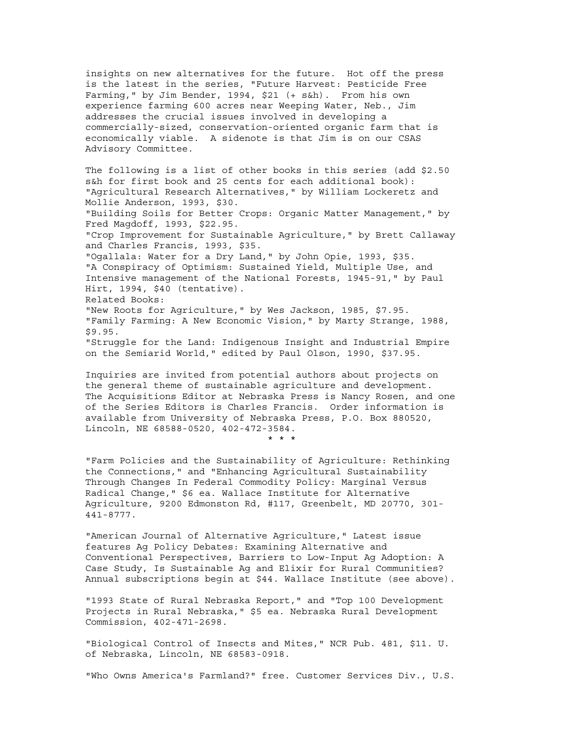insights on new alternatives for the future. Hot off the press is the latest in the series, "Future Harvest: Pesticide Free Farming," by Jim Bender, 1994, $21 (+ s&h). From his own experience farming 600 acres near Weeping Water, Neb., Jim addresses the crucial issues involved in developing a commercially-sized, conservation-oriented organic farm that is economically viable. A sidenote is that Jim is on our CSAS Advisory Committee.

The following is a list of other books in this series (add $2.50 s&h for first book and 25 cents for each additional book):
"Agricultural Research Alternatives," by William Lockeretz and Mollie Anderson, 1993, $30.
"Building Soils for Better Crops: Organic Matter Management," by Fred Magdoff, 1993, $22.95.
"Crop Improvement for Sustainable Agriculture," by Brett Callaway and Charles Francis, 1993, $35.
"Ogallala: Water for a Dry Land," by John Opie, 1993, $35.
"A Conspiracy of Optimism: Sustained Yield, Multiple Use, and Intensive management of the National Forests, 1945-91," by Paul Hirt, 1994, $40 (tentative).
Related Books:
"New Roots for Agriculture," by Wes Jackson, 1985, $7.95.
"Family Farming: A New Economic Vision," by Marty Strange, 1988, $9.95.
"Struggle for the Land: Indigenous Insight and Industrial Empire on the Semiarid World," edited by Paul Olson, 1990, $37.95.

Inquiries are invited from potential authors about projects on the general theme of sustainable agriculture and development. The Acquisitions Editor at Nebraska Press is Nancy Rosen, and one of the Series Editors is Charles Francis. Order information is available from University of Nebraska Press, P.O. Box 880520, Lincoln, NE 68588-0520, 402-472-3584.

\* \* \*

"Farm Policies and the Sustainability of Agriculture: Rethinking the Connections," and "Enhancing Agricultural Sustainability Through Changes In Federal Commodity Policy: Marginal Versus Radical Change," $6 ea. Wallace Institute for Alternative Agriculture, 9200 Edmonston Rd, #117, Greenbelt, MD 20770, 301-441-8777.

"American Journal of Alternative Agriculture," Latest issue features Ag Policy Debates: Examining Alternative and Conventional Perspectives, Barriers to Low-Input Ag Adoption: A Case Study, Is Sustainable Ag and Elixir for Rural Communities? Annual subscriptions begin at $44. Wallace Institute (see above).

"1993 State of Rural Nebraska Report," and "Top 100 Development Projects in Rural Nebraska," $5 ea. Nebraska Rural Development Commission, 402-471-2698.

"Biological Control of Insects and Mites," NCR Pub. 481, $11. U. of Nebraska, Lincoln, NE 68583-0918.

"Who Owns America's Farmland?" free. Customer Services Div., U.S.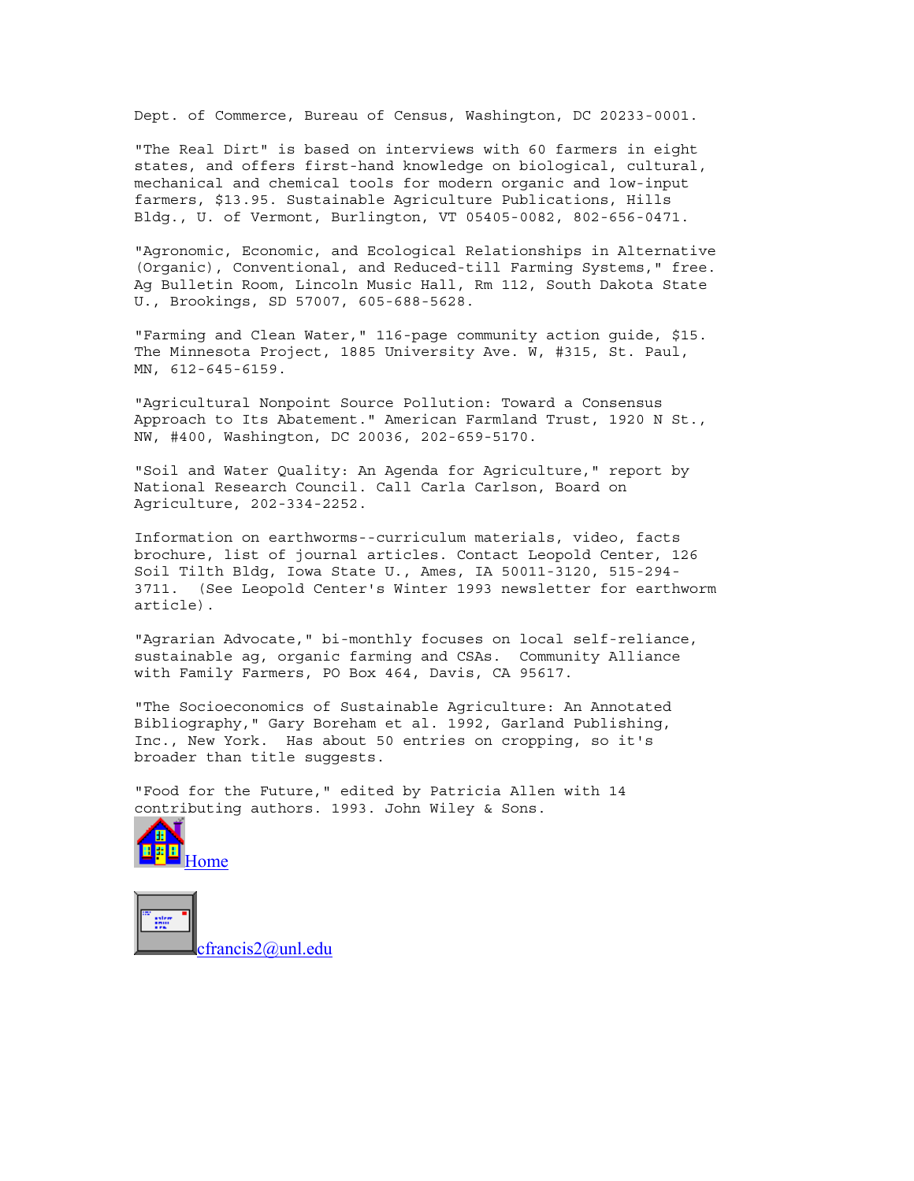Dept. of Commerce, Bureau of Census, Washington, DC 20233-0001.

"The Real Dirt" is based on interviews with 60 farmers in eight states, and offers first-hand knowledge on biological, cultural, mechanical and chemical tools for modern organic and low-input farmers, $13.95. Sustainable Agriculture Publications, Hills Bldg., U. of Vermont, Burlington, VT 05405-0082, 802-656-0471.

"Agronomic, Economic, and Ecological Relationships in Alternative (Organic), Conventional, and Reduced-till Farming Systems," free. Ag Bulletin Room, Lincoln Music Hall, Rm 112, South Dakota State U., Brookings, SD 57007, 605-688-5628.

"Farming and Clean Water," 116-page community action guide, $15. The Minnesota Project, 1885 University Ave. W, #315, St. Paul, MN, 612-645-6159.

"Agricultural Nonpoint Source Pollution: Toward a Consensus Approach to Its Abatement." American Farmland Trust, 1920 N St., NW, #400, Washington, DC 20036, 202-659-5170.

"Soil and Water Quality: An Agenda for Agriculture," report by National Research Council. Call Carla Carlson, Board on Agriculture, 202-334-2252.

Information on earthworms--curriculum materials, video, facts brochure, list of journal articles. Contact Leopold Center, 126 Soil Tilth Bldg, Iowa State U., Ames, IA 50011-3120, 515-294-3711. (See Leopold Center's Winter 1993 newsletter for earthworm article).

"Agrarian Advocate," bi-monthly focuses on local self-reliance, sustainable ag, organic farming and CSAs. Community Alliance with Family Farmers, PO Box 464, Davis, CA 95617.

"The Socioeconomics of Sustainable Agriculture: An Annotated Bibliography," Gary Boreham et al. 1992, Garland Publishing, Inc., New York. Has about 50 entries on cropping, so it's broader than title suggests.

"Food for the Future," edited by Patricia Allen with 14 contributing authors. 1993. John Wiley & Sons.

Home

cfrancis2@unl.edu